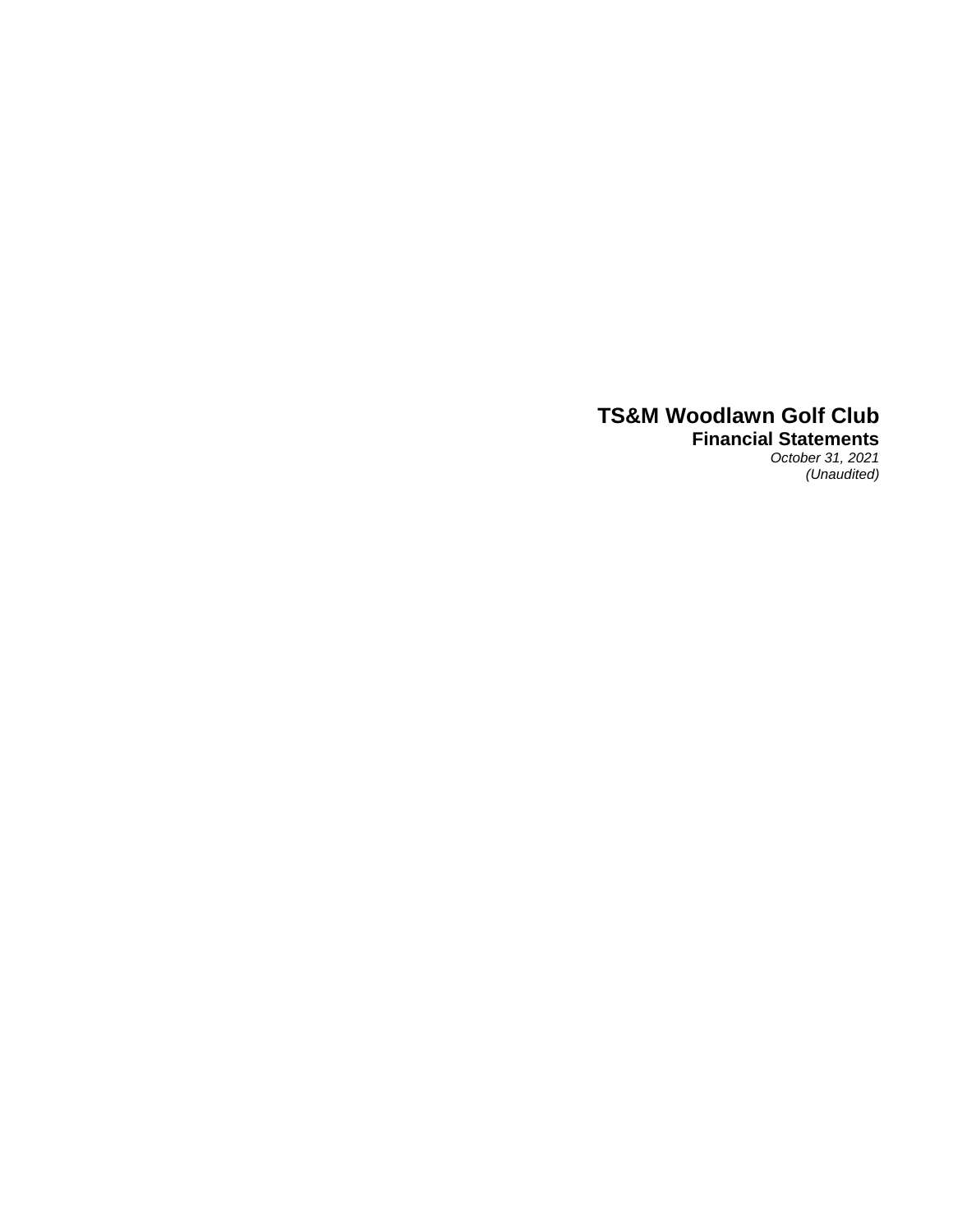# TS&M Woodlawn Golf Club

## Financial Statements

*October 31, 2021*

*(Unaudited)*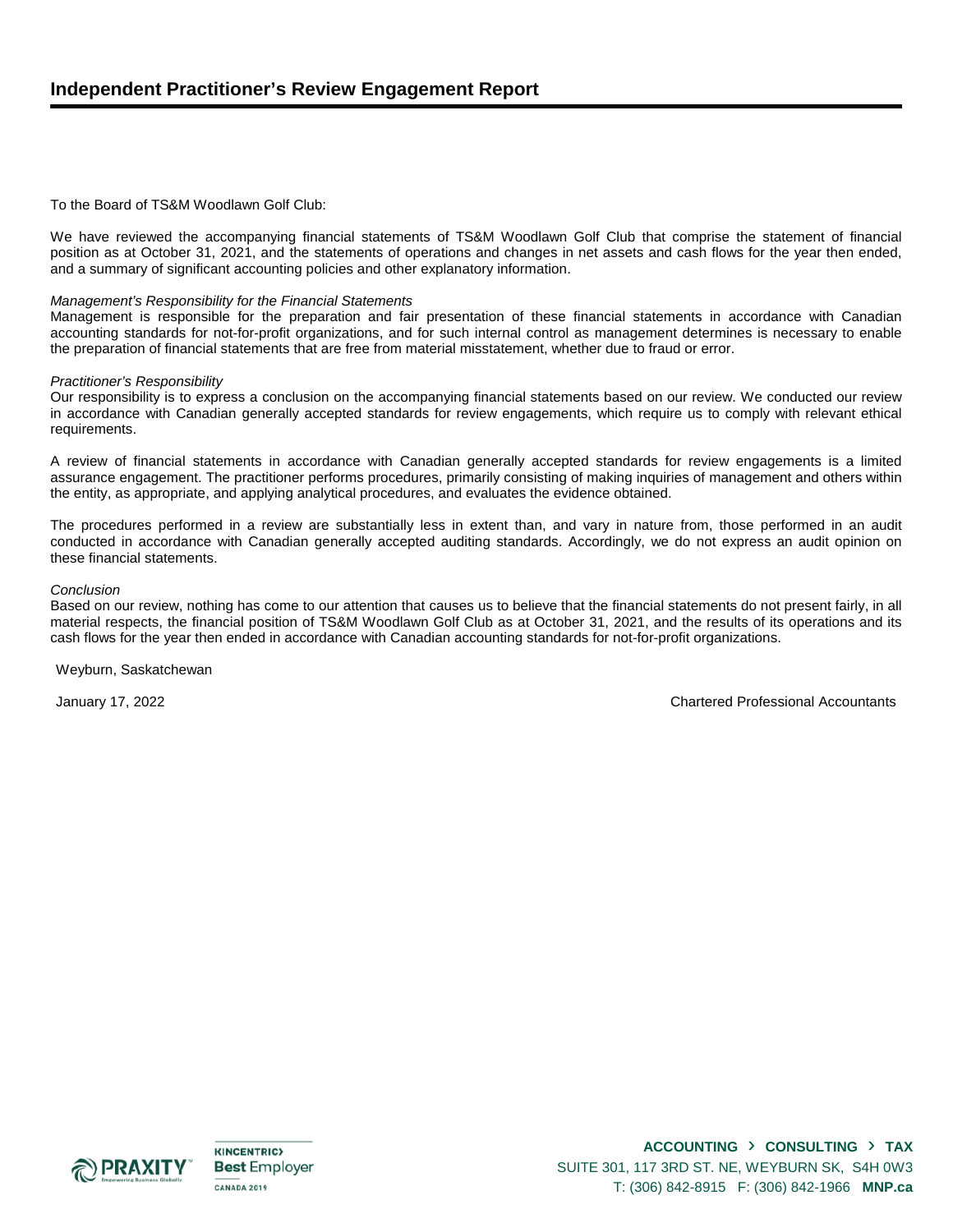# Independent Practitioner's Review Engagement Report

To the Board of TS&M Woodlawn Golf Club:

We have reviewed the accompanying financial statements of TS&M Woodlawn Golf Club that comprise the statement of financial position as at October 31, 2021, and the statements of operations and changes in net assets and cash flows for the year then ended, and a summary of significant accounting policies and other explanatory information.

*Management's Responsibility for the Financial Statements*
Management is responsible for the preparation and fair presentation of these financial statements in accordance with Canadian accounting standards for not-for-profit organizations, and for such internal control as management determines is necessary to enable the preparation of financial statements that are free from material misstatement, whether due to fraud or error.

*Practitioner's Responsibility*
Our responsibility is to express a conclusion on the accompanying financial statements based on our review. We conducted our review in accordance with Canadian generally accepted standards for review engagements, which require us to comply with relevant ethical requirements.

A review of financial statements in accordance with Canadian generally accepted standards for review engagements is a limited assurance engagement. The practitioner performs procedures, primarily consisting of making inquiries of management and others within the entity, as appropriate, and applying analytical procedures, and evaluates the evidence obtained.

The procedures performed in a review are substantially less in extent than, and vary in nature from, those performed in an audit conducted in accordance with Canadian generally accepted auditing standards. Accordingly, we do not express an audit opinion on these financial statements.

*Conclusion*
Based on our review, nothing has come to our attention that causes us to believe that the financial statements do not present fairly, in all material respects, the financial position of TS&M Woodlawn Golf Club as at October 31, 2021, and the results of its operations and its cash flows for the year then ended in accordance with Canadian accounting standards for not-for-profit organizations.

Weyburn, Saskatchewan

January 17, 2022

Chartered Professional Accountants

**ACCOUNTING › CONSULTING › TAX**
SUITE 301, 117 3RD ST. NE, WEYBURN SK, S4H 0W3
T: (306) 842-8915 F: (306) 842-1966 **MNP.ca**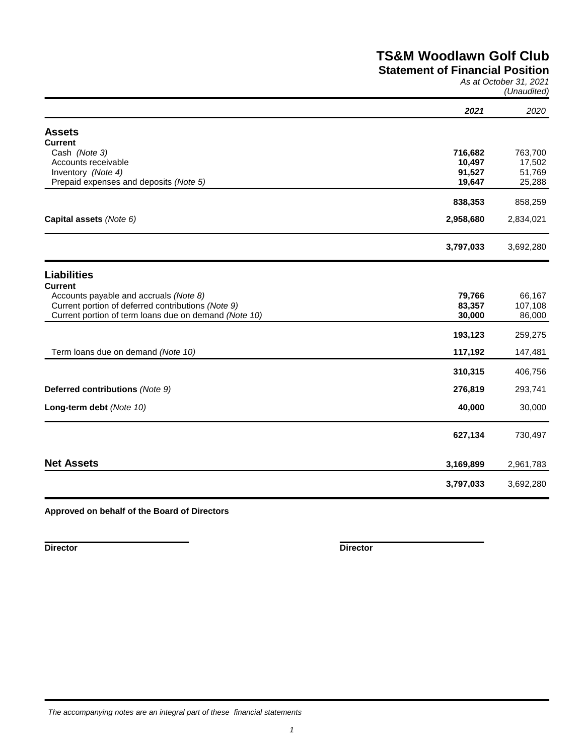# TS&M Woodlawn Golf Club

## Statement of Financial Position

*As at October 31, 2021*
*(Unaudited)*

| | ***2021*** | *2020* |
|---|---|---|
| **Assets** | | |
| **Current** | | |
| Cash *(Note 3)* | **716,682** | 763,700 |
| Accounts receivable | **10,497** | 17,502 |
| Inventory *(Note 4)* | **91,527** | 51,769 |
| Prepaid expenses and deposits *(Note 5)* | **19,647** | 25,288 |
| | **838,353** | 858,259 |
| **Capital assets** *(Note 6)* | **2,958,680** | 2,834,021 |
| | **3,797,033** | 3,692,280 |
| **Liabilities** | | |
| **Current** | | |
| Accounts payable and accruals *(Note 8)* | **79,766** | 66,167 |
| Current portion of deferred contributions *(Note 9)* | **83,357** | 107,108 |
| Current portion of term loans due on demand *(Note 10)* | **30,000** | 86,000 |
| | **193,123** | 259,275 |
| Term loans due on demand *(Note 10)* | **117,192** | 147,481 |
| | **310,315** | 406,756 |
| **Deferred contributions** *(Note 9)* | **276,819** | 293,741 |
| **Long-term debt** *(Note 10)* | **40,000** | 30,000 |
| | **627,134** | 730,497 |
| **Net Assets** | **3,169,899** | 2,961,783 |
| | **3,797,033** | 3,692,280 |

**Approved on behalf of the Board of Directors**

**Director**

**Director**

*The accompanying notes are an integral part of these financial statements*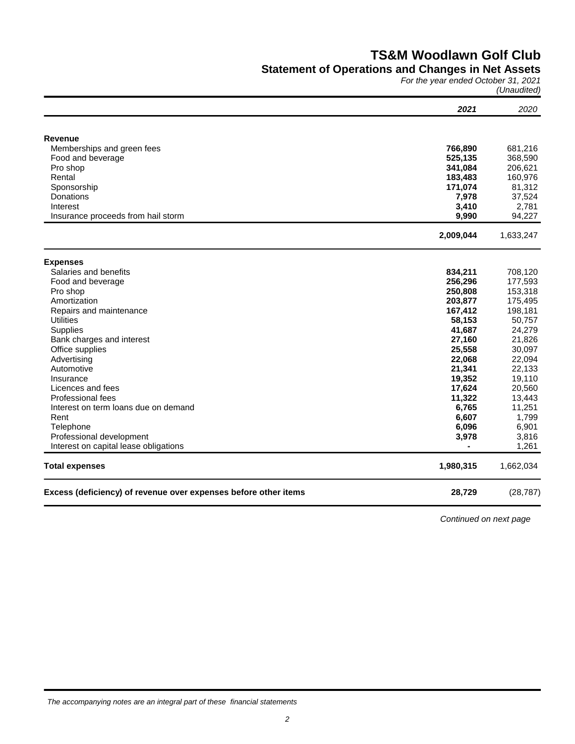# TS&M Woodlawn Golf Club

## Statement of Operations and Changes in Net Assets

*For the year ended October 31, 2021*

*(Unaudited)*

| | ***2021*** | *2020* |
|---|---|---|
| **Revenue** | | |
| Memberships and green fees | **766,890** | 681,216 |
| Food and beverage | **525,135** | 368,590 |
| Pro shop | **341,084** | 206,621 |
| Rental | **183,483** | 160,976 |
| Sponsorship | **171,074** | 81,312 |
| Donations | **7,978** | 37,524 |
| Interest | **3,410** | 2,781 |
| Insurance proceeds from hail storm | **9,990** | 94,227 |
| | **2,009,044** | 1,633,247 |
| **Expenses** | | |
| Salaries and benefits | **834,211** | 708,120 |
| Food and beverage | **256,296** | 177,593 |
| Pro shop | **250,808** | 153,318 |
| Amortization | **203,877** | 175,495 |
| Repairs and maintenance | **167,412** | 198,181 |
| Utilities | **58,153** | 50,757 |
| Supplies | **41,687** | 24,279 |
| Bank charges and interest | **27,160** | 21,826 |
| Office supplies | **25,558** | 30,097 |
| Advertising | **22,068** | 22,094 |
| Automotive | **21,341** | 22,133 |
| Insurance | **19,352** | 19,110 |
| Licences and fees | **17,624** | 20,560 |
| Professional fees | **11,322** | 13,443 |
| Interest on term loans due on demand | **6,765** | 11,251 |
| Rent | **6,607** | 1,799 |
| Telephone | **6,096** | 6,901 |
| Professional development | **3,978** | 3,816 |
| Interest on capital lease obligations | **-** | 1,261 |
| **Total expenses** | **1,980,315** | 1,662,034 |
| **Excess (deficiency) of revenue over expenses before other items** | **28,729** | (28,787) |

*Continued on next page*

*The accompanying notes are an integral part of these financial statements*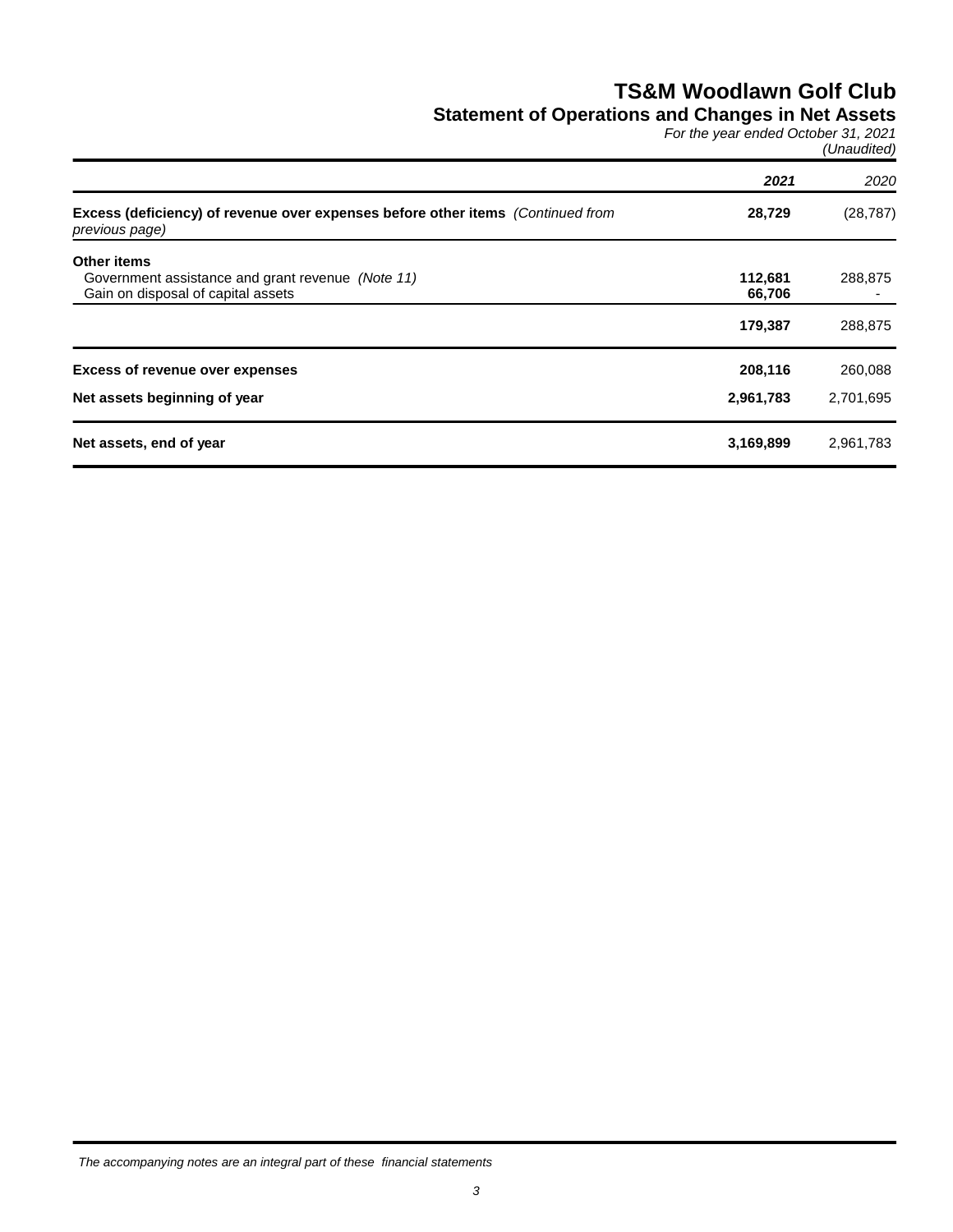# TS&M Woodlawn Golf Club

## Statement of Operations and Changes in Net Assets

*For the year ended October 31, 2021*

*(Unaudited)*

| | ***2021*** | *2020* |
|---|---|---|
| **Excess (deficiency) of revenue over expenses before other items** *(Continued from previous page)* | **28,729** | (28,787) |
| **Other items** | | |
| Government assistance and grant revenue *(Note 11)* | **112,681** | 288,875 |
| Gain on disposal of capital assets | **66,706** | - |
| | **179,387** | 288,875 |
| **Excess of revenue over expenses** | **208,116** | 260,088 |
| **Net assets beginning of year** | **2,961,783** | 2,701,695 |
| **Net assets, end of year** | **3,169,899** | 2,961,783 |

*The accompanying notes are an integral part of these financial statements*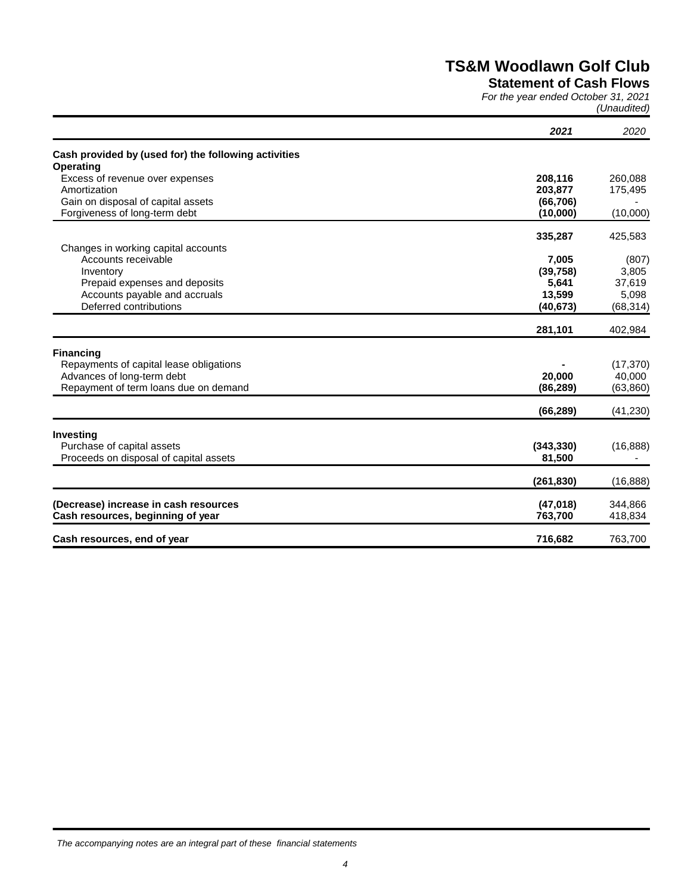# TS&M Woodlawn Golf Club

## Statement of Cash Flows

*For the year ended October 31, 2021*
*(Unaudited)*

| | ***2021*** | *2020* |
|---|---|---|
| **Cash provided by (used for) the following activities** | | |
| **Operating** | | |
| Excess of revenue over expenses | **208,116** | 260,088 |
| Amortization | **203,877** | 175,495 |
| Gain on disposal of capital assets | **(66,706)** | - |
| Forgiveness of long-term debt | **(10,000)** | (10,000) |
| | **335,287** | 425,583 |
| Changes in working capital accounts | | |
| Accounts receivable | **7,005** | (807) |
| Inventory | **(39,758)** | 3,805 |
| Prepaid expenses and deposits | **5,641** | 37,619 |
| Accounts payable and accruals | **13,599** | 5,098 |
| Deferred contributions | **(40,673)** | (68,314) |
| | **281,101** | 402,984 |
| **Financing** | | |
| Repayments of capital lease obligations | **-** | (17,370) |
| Advances of long-term debt | **20,000** | 40,000 |
| Repayment of term loans due on demand | **(86,289)** | (63,860) |
| | **(66,289)** | (41,230) |
| **Investing** | | |
| Purchase of capital assets | **(343,330)** | (16,888) |
| Proceeds on disposal of capital assets | **81,500** | - |
| | **(261,830)** | (16,888) |
| **(Decrease) increase in cash resources** | **(47,018)** | 344,866 |
| **Cash resources, beginning of year** | **763,700** | 418,834 |
| **Cash resources, end of year** | **716,682** | 763,700 |

*The accompanying notes are an integral part of these financial statements*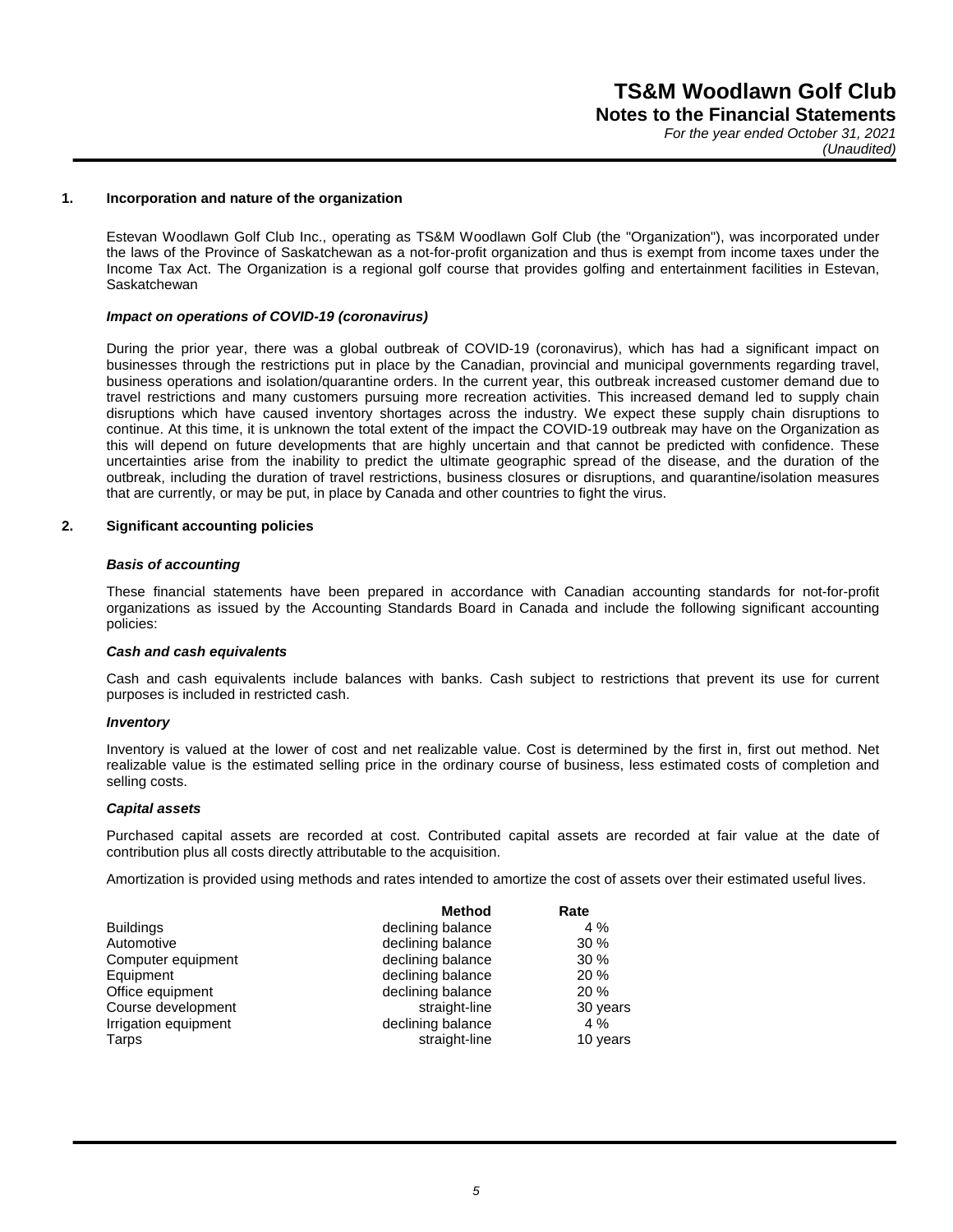# TS&M Woodlawn Golf Club

## Notes to the Financial Statements

*For the year ended October 31, 2021*

*(Unaudited)*

### 1. Incorporation and nature of the organization

Estevan Woodlawn Golf Club Inc., operating as TS&M Woodlawn Golf Club (the "Organization"), was incorporated under the laws of the Province of Saskatchewan as a not-for-profit organization and thus is exempt from income taxes under the Income Tax Act. The Organization is a regional golf course that provides golfing and entertainment facilities in Estevan, Saskatchewan

***Impact on operations of COVID-19 (coronavirus)***

During the prior year, there was a global outbreak of COVID-19 (coronavirus), which has had a significant impact on businesses through the restrictions put in place by the Canadian, provincial and municipal governments regarding travel, business operations and isolation/quarantine orders. In the current year, this outbreak increased customer demand due to travel restrictions and many customers pursuing more recreation activities. This increased demand led to supply chain disruptions which have caused inventory shortages across the industry. We expect these supply chain disruptions to continue. At this time, it is unknown the total extent of the impact the COVID-19 outbreak may have on the Organization as this will depend on future developments that are highly uncertain and that cannot be predicted with confidence. These uncertainties arise from the inability to predict the ultimate geographic spread of the disease, and the duration of the outbreak, including the duration of travel restrictions, business closures or disruptions, and quarantine/isolation measures that are currently, or may be put, in place by Canada and other countries to fight the virus.

### 2. Significant accounting policies

***Basis of accounting***

These financial statements have been prepared in accordance with Canadian accounting standards for not-for-profit organizations as issued by the Accounting Standards Board in Canada and include the following significant accounting policies:

***Cash and cash equivalents***

Cash and cash equivalents include balances with banks. Cash subject to restrictions that prevent its use for current purposes is included in restricted cash.

***Inventory***

Inventory is valued at the lower of cost and net realizable value. Cost is determined by the first in, first out method. Net realizable value is the estimated selling price in the ordinary course of business, less estimated costs of completion and selling costs.

***Capital assets***

Purchased capital assets are recorded at cost. Contributed capital assets are recorded at fair value at the date of contribution plus all costs directly attributable to the acquisition.

Amortization is provided using methods and rates intended to amortize the cost of assets over their estimated useful lives.

| | Method | Rate |
|---|---|---|
| Buildings | declining balance | 4 % |
| Automotive | declining balance | 30 % |
| Computer equipment | declining balance | 30 % |
| Equipment | declining balance | 20 % |
| Office equipment | declining balance | 20 % |
| Course development | straight-line | 30 years |
| Irrigation equipment | declining balance | 4 % |
| Tarps | straight-line | 10 years |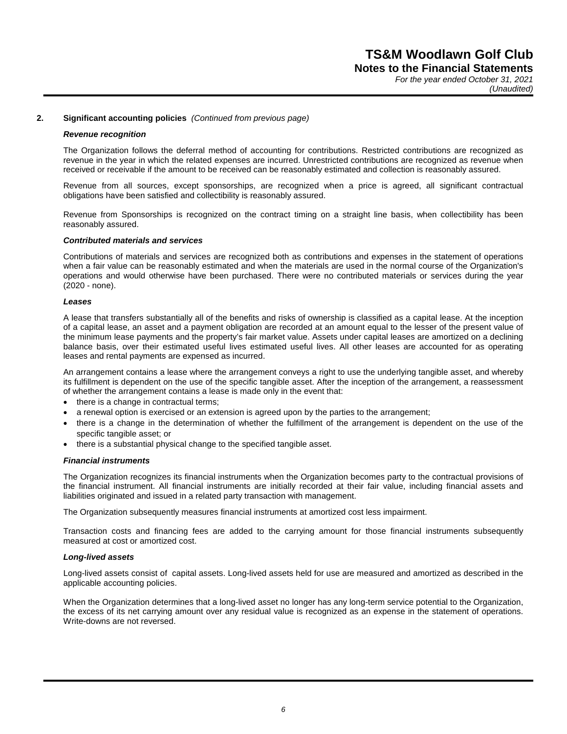## 2. Significant accounting policies *(Continued from previous page)*

***Revenue recognition***

The Organization follows the deferral method of accounting for contributions. Restricted contributions are recognized as revenue in the year in which the related expenses are incurred. Unrestricted contributions are recognized as revenue when received or receivable if the amount to be received can be reasonably estimated and collection is reasonably assured.

Revenue from all sources, except sponsorships, are recognized when a price is agreed, all significant contractual obligations have been satisfied and collectibility is reasonably assured.

Revenue from Sponsorships is recognized on the contract timing on a straight line basis, when collectibility has been reasonably assured.

***Contributed materials and services***

Contributions of materials and services are recognized both as contributions and expenses in the statement of operations when a fair value can be reasonably estimated and when the materials are used in the normal course of the Organization's operations and would otherwise have been purchased. There were no contributed materials or services during the year (2020 - none).

***Leases***

A lease that transfers substantially all of the benefits and risks of ownership is classified as a capital lease. At the inception of a capital lease, an asset and a payment obligation are recorded at an amount equal to the lesser of the present value of the minimum lease payments and the property's fair market value. Assets under capital leases are amortized on a declining balance basis, over their estimated useful lives estimated useful lives. All other leases are accounted for as operating leases and rental payments are expensed as incurred.

An arrangement contains a lease where the arrangement conveys a right to use the underlying tangible asset, and whereby its fulfillment is dependent on the use of the specific tangible asset. After the inception of the arrangement, a reassessment of whether the arrangement contains a lease is made only in the event that:

- there is a change in contractual terms;
- a renewal option is exercised or an extension is agreed upon by the parties to the arrangement;
- there is a change in the determination of whether the fulfillment of the arrangement is dependent on the use of the specific tangible asset; or
- there is a substantial physical change to the specified tangible asset.

***Financial instruments***

The Organization recognizes its financial instruments when the Organization becomes party to the contractual provisions of the financial instrument. All financial instruments are initially recorded at their fair value, including financial assets and liabilities originated and issued in a related party transaction with management.

The Organization subsequently measures financial instruments at amortized cost less impairment.

Transaction costs and financing fees are added to the carrying amount for those financial instruments subsequently measured at cost or amortized cost.

***Long-lived assets***

Long-lived assets consist of capital assets. Long-lived assets held for use are measured and amortized as described in the applicable accounting policies.

When the Organization determines that a long-lived asset no longer has any long-term service potential to the Organization, the excess of its net carrying amount over any residual value is recognized as an expense in the statement of operations. Write-downs are not reversed.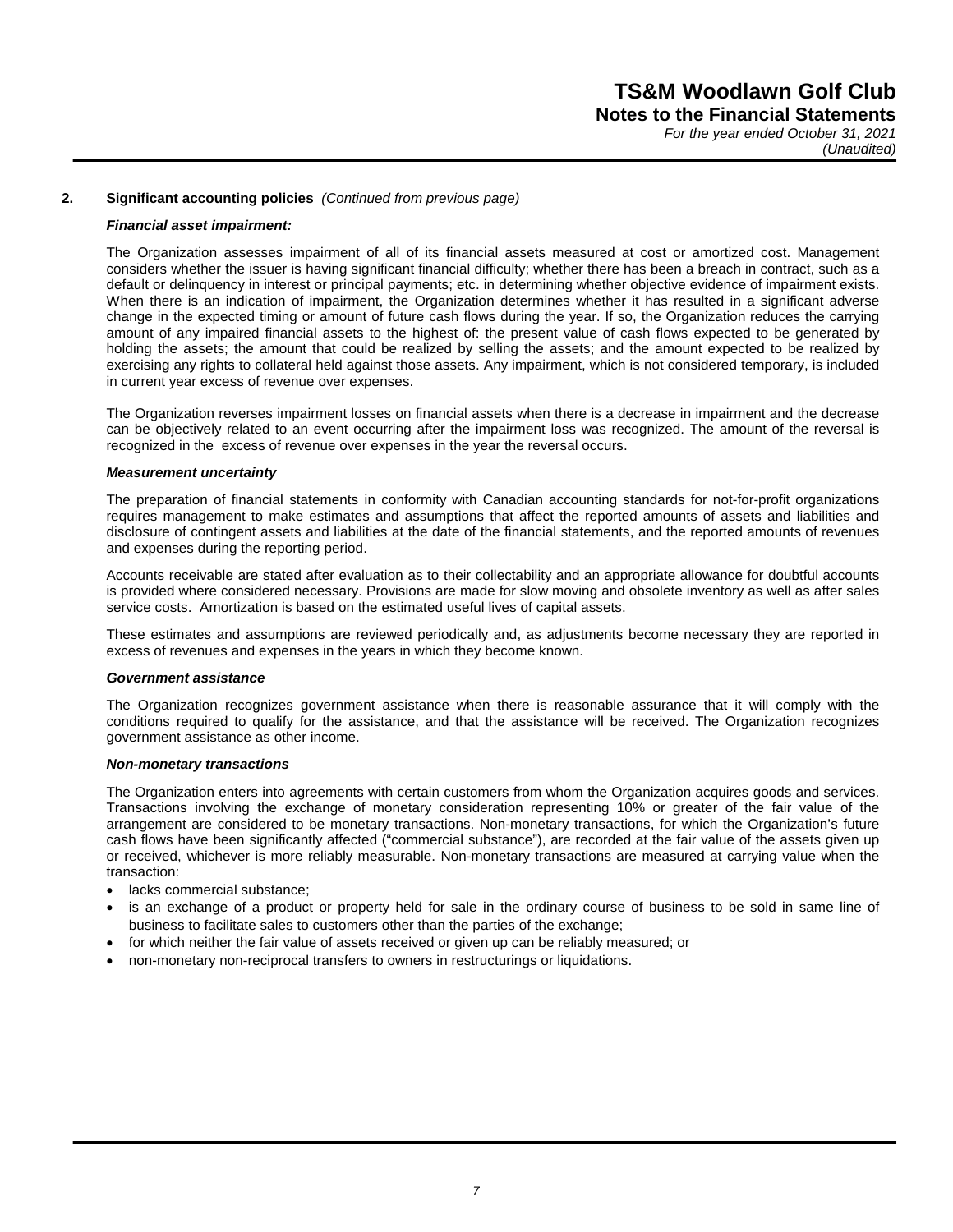## 2. Significant accounting policies *(Continued from previous page)*

***Financial asset impairment:***

The Organization assesses impairment of all of its financial assets measured at cost or amortized cost. Management considers whether the issuer is having significant financial difficulty; whether there has been a breach in contract, such as a default or delinquency in interest or principal payments; etc. in determining whether objective evidence of impairment exists. When there is an indication of impairment, the Organization determines whether it has resulted in a significant adverse change in the expected timing or amount of future cash flows during the year. If so, the Organization reduces the carrying amount of any impaired financial assets to the highest of: the present value of cash flows expected to be generated by holding the assets; the amount that could be realized by selling the assets; and the amount expected to be realized by exercising any rights to collateral held against those assets. Any impairment, which is not considered temporary, is included in current year excess of revenue over expenses.

The Organization reverses impairment losses on financial assets when there is a decrease in impairment and the decrease can be objectively related to an event occurring after the impairment loss was recognized. The amount of the reversal is recognized in the excess of revenue over expenses in the year the reversal occurs.

***Measurement uncertainty***

The preparation of financial statements in conformity with Canadian accounting standards for not-for-profit organizations requires management to make estimates and assumptions that affect the reported amounts of assets and liabilities and disclosure of contingent assets and liabilities at the date of the financial statements, and the reported amounts of revenues and expenses during the reporting period.

Accounts receivable are stated after evaluation as to their collectability and an appropriate allowance for doubtful accounts is provided where considered necessary. Provisions are made for slow moving and obsolete inventory as well as after sales service costs. Amortization is based on the estimated useful lives of capital assets.

These estimates and assumptions are reviewed periodically and, as adjustments become necessary they are reported in excess of revenues and expenses in the years in which they become known.

***Government assistance***

The Organization recognizes government assistance when there is reasonable assurance that it will comply with the conditions required to qualify for the assistance, and that the assistance will be received. The Organization recognizes government assistance as other income.

***Non-monetary transactions***

The Organization enters into agreements with certain customers from whom the Organization acquires goods and services. Transactions involving the exchange of monetary consideration representing 10% or greater of the fair value of the arrangement are considered to be monetary transactions. Non-monetary transactions, for which the Organization's future cash flows have been significantly affected ("commercial substance"), are recorded at the fair value of the assets given up or received, whichever is more reliably measurable. Non-monetary transactions are measured at carrying value when the transaction:

- lacks commercial substance;
- is an exchange of a product or property held for sale in the ordinary course of business to be sold in same line of business to facilitate sales to customers other than the parties of the exchange;
- for which neither the fair value of assets received or given up can be reliably measured; or
- non-monetary non-reciprocal transfers to owners in restructurings or liquidations.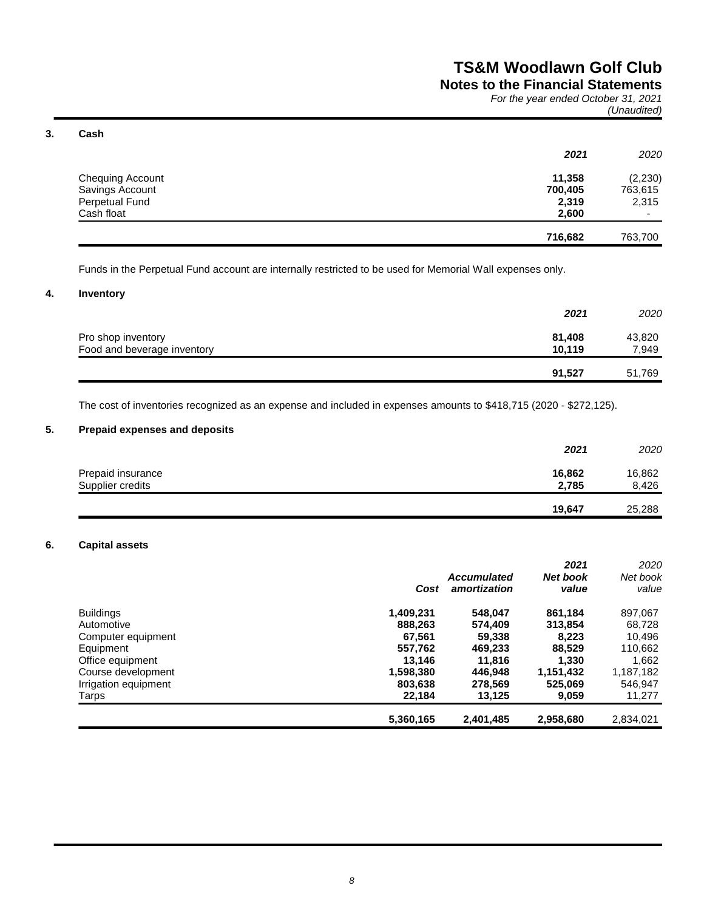# TS&M Woodlawn Golf Club

## Notes to the Financial Statements

*For the year ended October 31, 2021*

*(Unaudited)*

### 3. Cash

| | *2021* | *2020* |
|---|---|---|
| Chequing Account | **11,358** | (2,230) |
| Savings Account | **700,405** | 763,615 |
| Perpetual Fund | **2,319** | 2,315 |
| Cash float | **2,600** | - |
| | **716,682** | 763,700 |

Funds in the Perpetual Fund account are internally restricted to be used for Memorial Wall expenses only.

### 4. Inventory

| | *2021* | *2020* |
|---|---|---|
| Pro shop inventory | **81,408** | 43,820 |
| Food and beverage inventory | **10,119** | 7,949 |
| | **91,527** | 51,769 |

The cost of inventories recognized as an expense and included in expenses amounts to $418,715 (2020 - $272,125).

### 5. Prepaid expenses and deposits

| | *2021* | *2020* |
|---|---|---|
| Prepaid insurance | **16,862** | 16,862 |
| Supplier credits | **2,785** | 8,426 |
| | **19,647** | 25,288 |

### 6. Capital assets

| | *Cost* | *Accumulated amortization* | *2021 Net book value* | *2020 Net book value* |
|---|---|---|---|---|
| Buildings | **1,409,231** | **548,047** | **861,184** | 897,067 |
| Automotive | **888,263** | **574,409** | **313,854** | 68,728 |
| Computer equipment | **67,561** | **59,338** | **8,223** | 10,496 |
| Equipment | **557,762** | **469,233** | **88,529** | 110,662 |
| Office equipment | **13,146** | **11,816** | **1,330** | 1,662 |
| Course development | **1,598,380** | **446,948** | **1,151,432** | 1,187,182 |
| Irrigation equipment | **803,638** | **278,569** | **525,069** | 546,947 |
| Tarps | **22,184** | **13,125** | **9,059** | 11,277 |
| | **5,360,165** | **2,401,485** | **2,958,680** | 2,834,021 |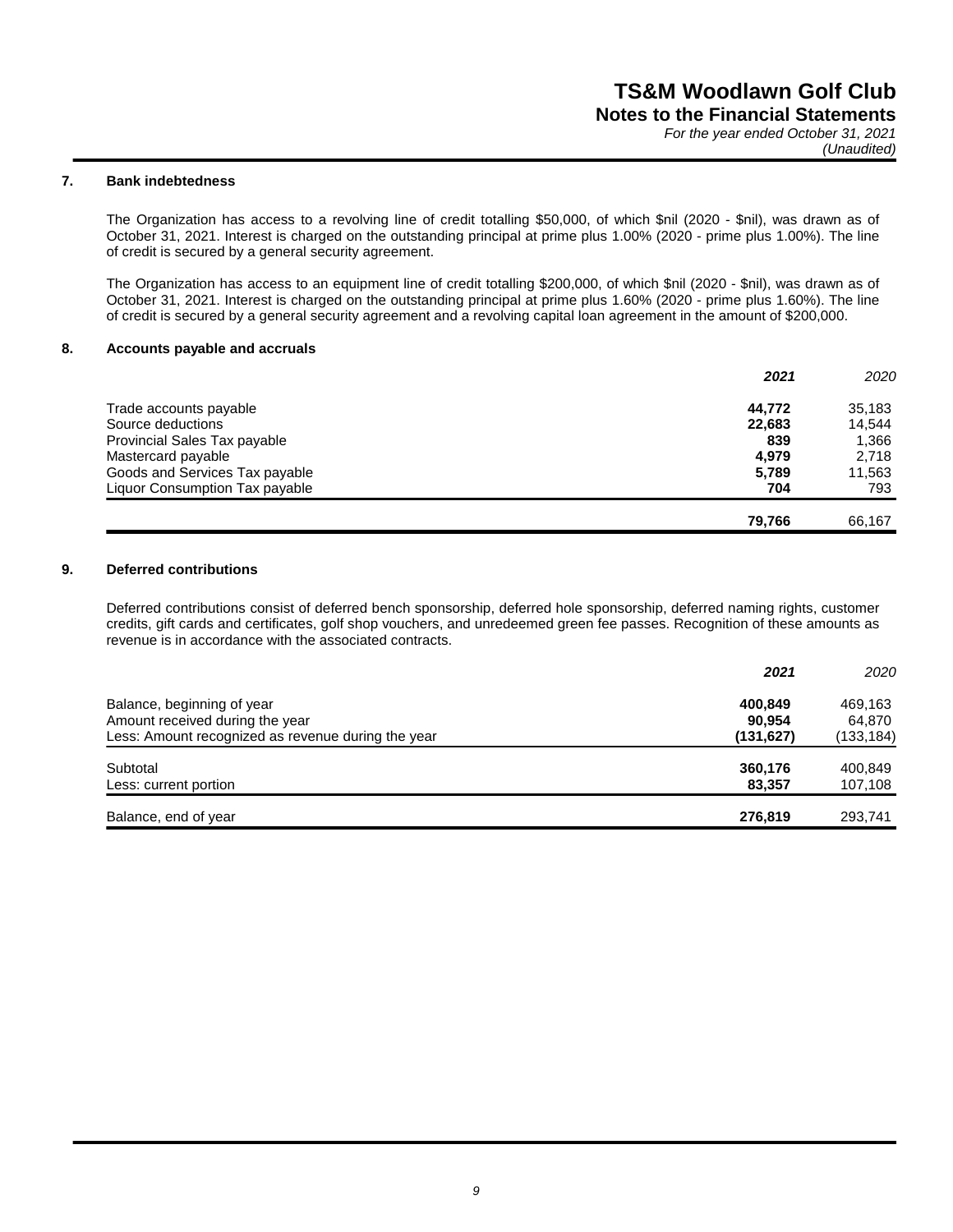# TS&M Woodlawn Golf Club

## Notes to the Financial Statements

*For the year ended October 31, 2021*
*(Unaudited)*

### 7. Bank indebtedness

The Organization has access to a revolving line of credit totalling $50,000, of which $nil (2020 - $nil), was drawn as of October 31, 2021. Interest is charged on the outstanding principal at prime plus 1.00% (2020 - prime plus 1.00%). The line of credit is secured by a general security agreement.

The Organization has access to an equipment line of credit totalling $200,000, of which $nil (2020 - $nil), was drawn as of October 31, 2021. Interest is charged on the outstanding principal at prime plus 1.60% (2020 - prime plus 1.60%). The line of credit is secured by a general security agreement and a revolving capital loan agreement in the amount of $200,000.

### 8. Accounts payable and accruals

| | ***2021*** | *2020* |
|---|---|---|
| Trade accounts payable | **44,772** | 35,183 |
| Source deductions | **22,683** | 14,544 |
| Provincial Sales Tax payable | **839** | 1,366 |
| Mastercard payable | **4,979** | 2,718 |
| Goods and Services Tax payable | **5,789** | 11,563 |
| Liquor Consumption Tax payable | **704** | 793 |
| | **79,766** | 66,167 |

### 9. Deferred contributions

Deferred contributions consist of deferred bench sponsorship, deferred hole sponsorship, deferred naming rights, customer credits, gift cards and certificates, golf shop vouchers, and unredeemed green fee passes. Recognition of these amounts as revenue is in accordance with the associated contracts.

| | ***2021*** | *2020* |
|---|---|---|
| Balance, beginning of year | **400,849** | 469,163 |
| Amount received during the year | **90,954** | 64,870 |
| Less: Amount recognized as revenue during the year | **(131,627)** | (133,184) |
| Subtotal | **360,176** | 400,849 |
| Less: current portion | **83,357** | 107,108 |
| Balance, end of year | **276,819** | 293,741 |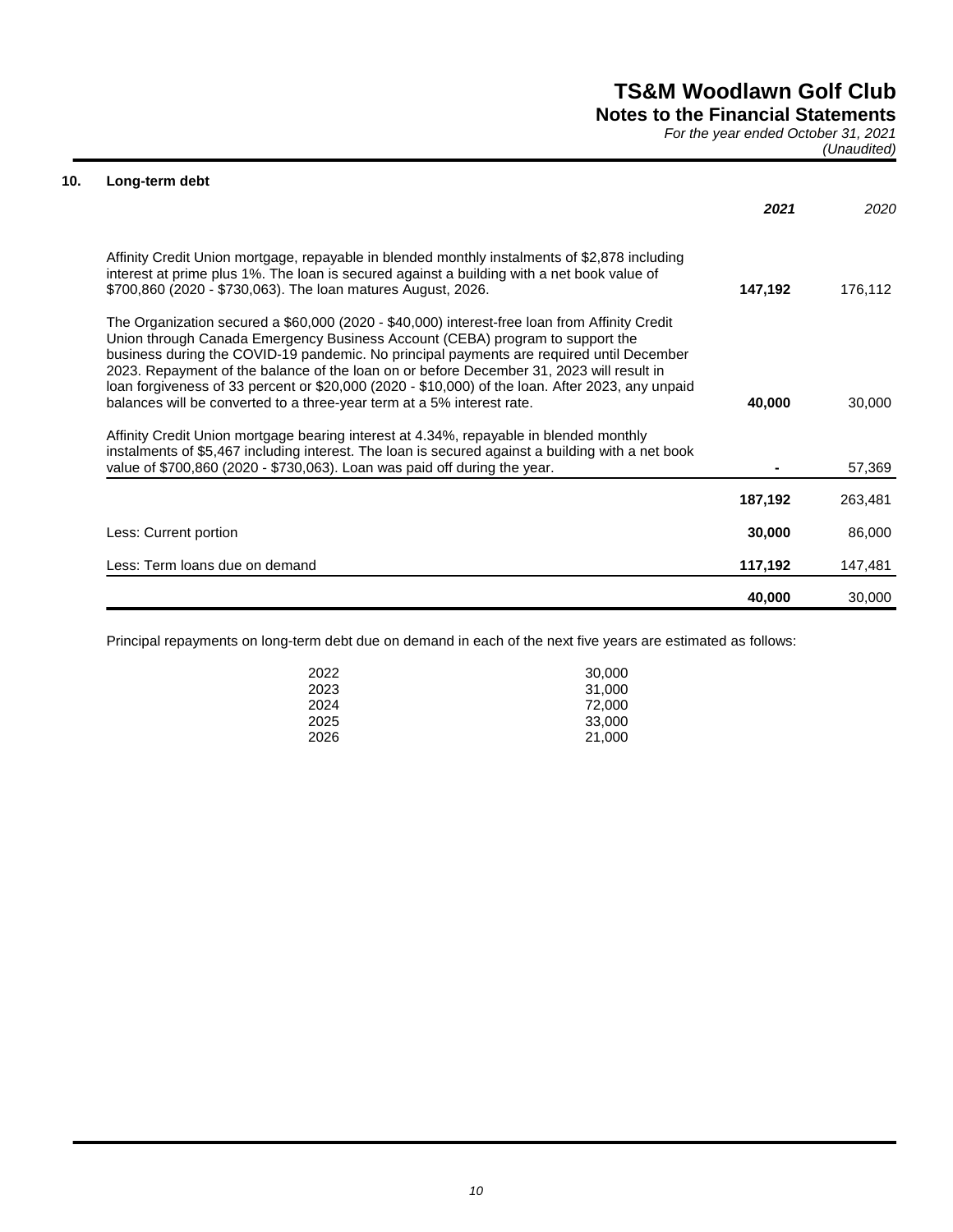# TS&M Woodlawn Golf Club
## Notes to the Financial Statements
*For the year ended October 31, 2021*
*(Unaudited)*

### 10. Long-term debt

| | *2021* | *2020* |
|---|---|---|
| Affinity Credit Union mortgage, repayable in blended monthly instalments of $2,878 including interest at prime plus 1%. The loan is secured against a building with a net book value of $700,860 (2020 - $730,063). The loan matures August, 2026. | **147,192** | 176,112 |
| The Organization secured a $60,000 (2020 - $40,000) interest-free loan from Affinity Credit Union through Canada Emergency Business Account (CEBA) program to support the business during the COVID-19 pandemic. No principal payments are required until December 2023. Repayment of the balance of the loan on or before December 31, 2023 will result in loan forgiveness of 33 percent or $20,000 (2020 - $10,000) of the loan. After 2023, any unpaid balances will be converted to a three-year term at a 5% interest rate. | **40,000** | 30,000 |
| Affinity Credit Union mortgage bearing interest at 4.34%, repayable in blended monthly instalments of $5,467 including interest. The loan is secured against a building with a net book value of $700,860 (2020 - $730,063). Loan was paid off during the year. | **-** | 57,369 |
| | **187,192** | 263,481 |
| Less: Current portion | **30,000** | 86,000 |
| Less: Term loans due on demand | **117,192** | 147,481 |
| | **40,000** | 30,000 |

Principal repayments on long-term debt due on demand in each of the next five years are estimated as follows:

| | |
|---|---|
| 2022 | 30,000 |
| 2023 | 31,000 |
| 2024 | 72,000 |
| 2025 | 33,000 |
| 2026 | 21,000 |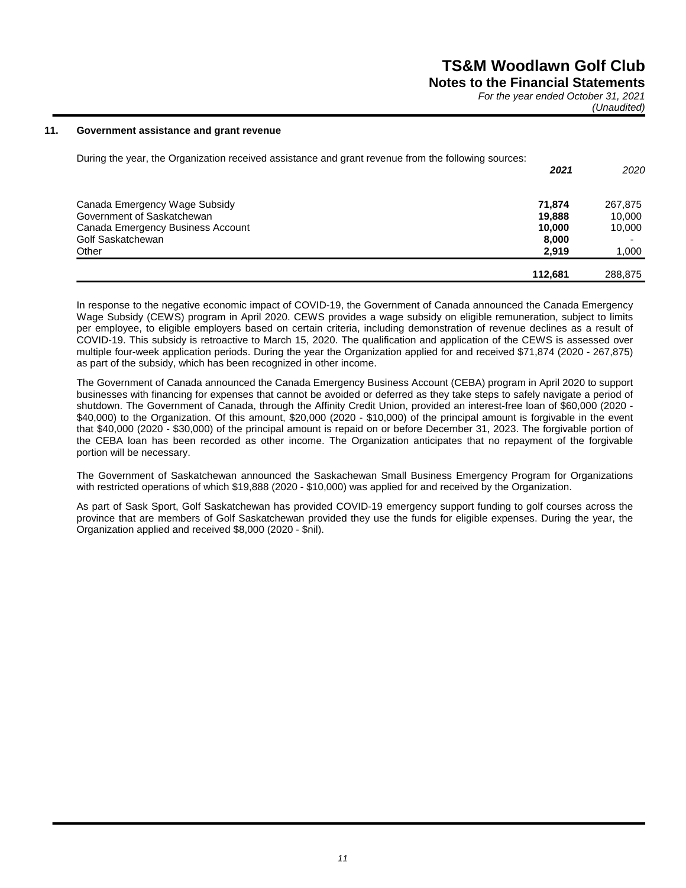### 11. Government assistance and grant revenue

During the year, the Organization received assistance and grant revenue from the following sources:

| | ***2021*** | *2020* |
|---|---|---|
| Canada Emergency Wage Subsidy | **71,874** | 267,875 |
| Government of Saskatchewan | **19,888** | 10,000 |
| Canada Emergency Business Account | **10,000** | 10,000 |
| Golf Saskatchewan | **8,000** | - |
| Other | **2,919** | 1,000 |
| | **112,681** | 288,875 |

In response to the negative economic impact of COVID-19, the Government of Canada announced the Canada Emergency Wage Subsidy (CEWS) program in April 2020. CEWS provides a wage subsidy on eligible remuneration, subject to limits per employee, to eligible employers based on certain criteria, including demonstration of revenue declines as a result of COVID-19. This subsidy is retroactive to March 15, 2020. The qualification and application of the CEWS is assessed over multiple four-week application periods. During the year the Organization applied for and received $71,874 (2020 - 267,875) as part of the subsidy, which has been recognized in other income.

The Government of Canada announced the Canada Emergency Business Account (CEBA) program in April 2020 to support businesses with financing for expenses that cannot be avoided or deferred as they take steps to safely navigate a period of shutdown. The Government of Canada, through the Affinity Credit Union, provided an interest-free loan of $60,000 (2020 - $40,000) to the Organization. Of this amount, $20,000 (2020 - $10,000) of the principal amount is forgivable in the event that $40,000 (2020 - $30,000) of the principal amount is repaid on or before December 31, 2023. The forgivable portion of the CEBA loan has been recorded as other income. The Organization anticipates that no repayment of the forgivable portion will be necessary.

The Government of Saskatchewan announced the Saskachewan Small Business Emergency Program for Organizations with restricted operations of which $19,888 (2020 - $10,000) was applied for and received by the Organization.

As part of Sask Sport, Golf Saskatchewan has provided COVID-19 emergency support funding to golf courses across the province that are members of Golf Saskatchewan provided they use the funds for eligible expenses. During the year, the Organization applied and received $8,000 (2020 - $nil).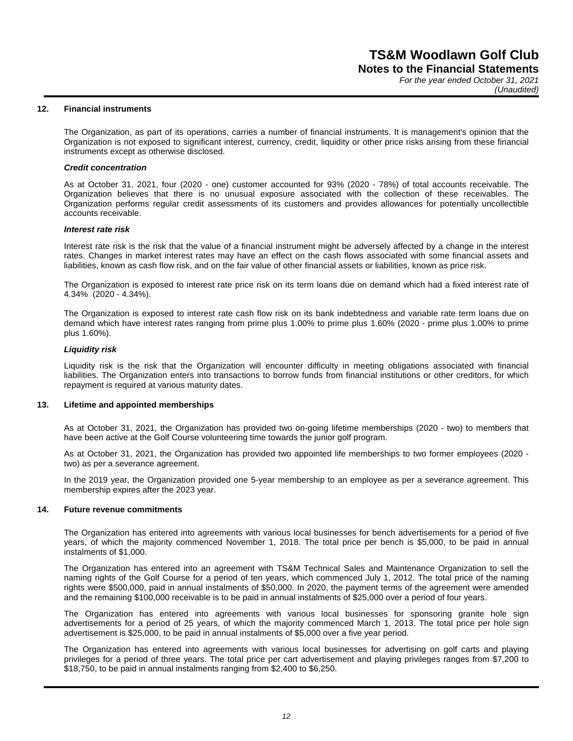## 12. Financial instruments

The Organization, as part of its operations, carries a number of financial instruments. It is management's opinion that the Organization is not exposed to significant interest, currency, credit, liquidity or other price risks arising from these financial instruments except as otherwise disclosed.

***Credit concentration***

As at October 31, 2021, four (2020 - one) customer accounted for 93% (2020 - 78%) of total accounts receivable. The Organization believes that there is no unusual exposure associated with the collection of these receivables. The Organization performs regular credit assessments of its customers and provides allowances for potentially uncollectible accounts receivable.

***Interest rate risk***

Interest rate risk is the risk that the value of a financial instrument might be adversely affected by a change in the interest rates. Changes in market interest rates may have an effect on the cash flows associated with some financial assets and liabilities, known as cash flow risk, and on the fair value of other financial assets or liabilities, known as price risk.

The Organization is exposed to interest rate price risk on its term loans due on demand which had a fixed interest rate of 4.34% (2020 - 4.34%).

The Organization is exposed to interest rate cash flow risk on its bank indebtedness and variable rate term loans due on demand which have interest rates ranging from prime plus 1.00% to prime plus 1.60% (2020 - prime plus 1.00% to prime plus 1.60%).

***Liquidity risk***

Liquidity risk is the risk that the Organization will encounter difficulty in meeting obligations associated with financial liabilities. The Organization enters into transactions to borrow funds from financial institutions or other creditors, for which repayment is required at various maturity dates.

## 13. Lifetime and appointed memberships

As at October 31, 2021, the Organization has provided two on-going lifetime memberships (2020 - two) to members that have been active at the Golf Course volunteering time towards the junior golf program.

As at October 31, 2021, the Organization has provided two appointed life memberships to two former employees (2020 - two) as per a severance agreement.

In the 2019 year, the Organization provided one 5-year membership to an employee as per a severance agreement. This membership expires after the 2023 year.

## 14. Future revenue commitments

The Organization has entered into agreements with various local businesses for bench advertisements for a period of five years, of which the majority commenced November 1, 2018. The total price per bench is $5,000, to be paid in annual instalments of $1,000.

The Organization has entered into an agreement with TS&M Technical Sales and Maintenance Organization to sell the naming rights of the Golf Course for a period of ten years, which commenced July 1, 2012. The total price of the naming rights were $500,000, paid in annual instalments of $50,000. In 2020, the payment terms of the agreement were amended and the remaining $100,000 receivable is to be paid in annual instalments of $25,000 over a period of four years.

The Organization has entered into agreements with various local businesses for sponsoring granite hole sign advertisements for a period of 25 years, of which the majority commenced March 1, 2013. The total price per hole sign advertisement is $25,000, to be paid in annual instalments of $5,000 over a five year period.

The Organization has entered into agreements with various local businesses for advertising on golf carts and playing privileges for a period of three years. The total price per cart advertisement and playing privileges ranges from $7,200 to $18,750, to be paid in annual instalments ranging from $2,400 to $6,250.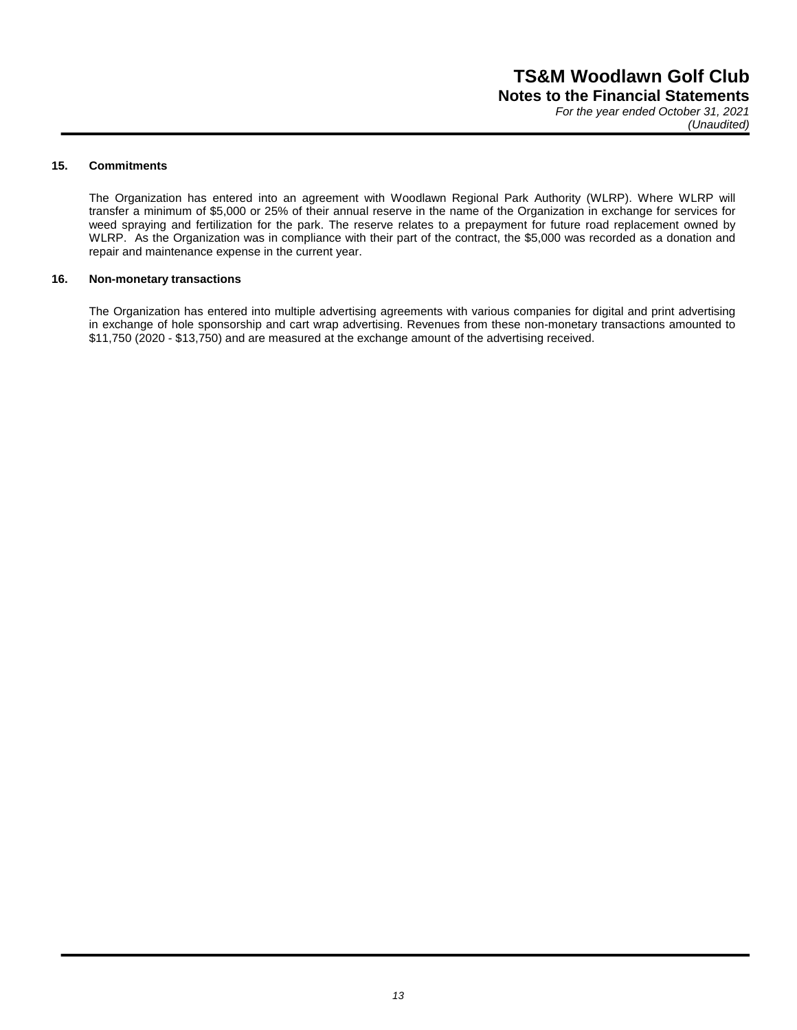## 15. Commitments

The Organization has entered into an agreement with Woodlawn Regional Park Authority (WLRP). Where WLRP will transfer a minimum of $5,000 or 25% of their annual reserve in the name of the Organization in exchange for services for weed spraying and fertilization for the park. The reserve relates to a prepayment for future road replacement owned by WLRP. As the Organization was in compliance with their part of the contract, the $5,000 was recorded as a donation and repair and maintenance expense in the current year.

## 16. Non-monetary transactions

The Organization has entered into multiple advertising agreements with various companies for digital and print advertising in exchange of hole sponsorship and cart wrap advertising. Revenues from these non-monetary transactions amounted to $11,750 (2020 - $13,750) and are measured at the exchange amount of the advertising received.